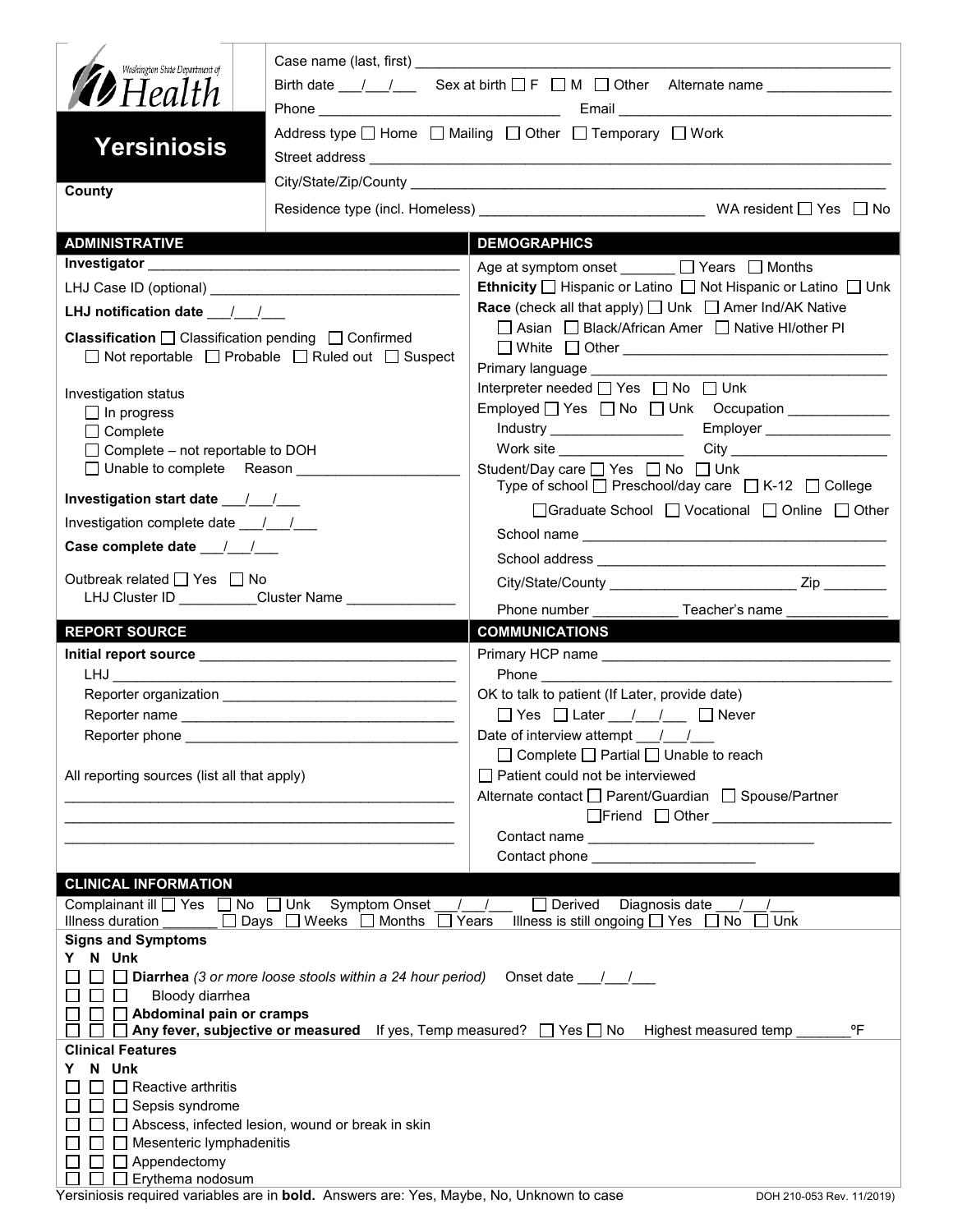Washington State Department of Health

# Yersiniosis

**County**

Case name (last, first) ___________________________________________

Birth date ___/___/___ Sex at birth ☐ F ☐ M ☐ Other Alternate name _______________

Phone ___________________________ Email ___________________________

Address type ☐ Home ☐ Mailing ☐ Other ☐ Temporary ☐ Work

Street address ___________________________________________

City/State/Zip/County ___________________________________________

Residence type (incl. Homeless) ___________________________ WA resident ☐ Yes ☐ No

## ADMINISTRATIVE

**Investigator** ___________________________________________

LHJ Case ID (optional) ___________________________________________

**LHJ notification date** ___/___/___

**Classification** ☐ Classification pending ☐ Confirmed ☐ Not reportable ☐ Probable ☐ Ruled out ☐ Suspect

Investigation status
- ☐ In progress
- ☐ Complete
- ☐ Complete – not reportable to DOH
- ☐ Unable to complete Reason ___________________

**Investigation start date** ___/___/___

Investigation complete date ___/___/___

**Case complete date** ___/___/___

Outbreak related ☐ Yes ☐ No
LHJ Cluster ID _________ Cluster Name _____________

## DEMOGRAPHICS

Age at symptom onset _______ ☐ Years ☐ Months

**Ethnicity** ☐ Hispanic or Latino ☐ Not Hispanic or Latino ☐ Unk

**Race** (check all that apply) ☐ Unk ☐ Amer Ind/AK Native ☐ Asian ☐ Black/African Amer ☐ Native HI/other PI ☐ White ☐ Other ___________________

Primary language ___________________

Interpreter needed ☐ Yes ☐ No ☐ Unk

Employed ☐ Yes ☐ No ☐ Unk Occupation _____________

Industry _______________ Employer _______________

Work site _______________ City ___________________

Student/Day care ☐ Yes ☐ No ☐ Unk
Type of school ☐ Preschool/day care ☐ K-12 ☐ College ☐ Graduate School ☐ Vocational ☐ Online ☐ Other

School name ___________________________________________

School address ___________________________________________

City/State/County _______________________ Zip ________

Phone number ___________ Teacher's name _____________

## REPORT SOURCE

**Initial report source** ___________________________________________

LHJ ___________________________________________

Reporter organization ___________________________________________

Reporter name ___________________________________________

Reporter phone ___________________________________________

All reporting sources (list all that apply)

___________________________________________

___________________________________________

___________________________________________

## COMMUNICATIONS

Primary HCP name ___________________________________________

Phone ___________________________________________

OK to talk to patient (If Later, provide date)
☐ Yes ☐ Later ___/___/___ ☐ Never

Date of interview attempt ___/___/___
☐ Complete ☐ Partial ☐ Unable to reach

☐ Patient could not be interviewed

Alternate contact ☐ Parent/Guardian ☐ Spouse/Partner ☐ Friend ☐ Other ___________________

Contact name ___________________________

Contact phone ___________________

## CLINICAL INFORMATION

Complainant ill ☐ Yes ☐ No ☐ Unk Symptom Onset ___/___/___ ☐ Derived Diagnosis date ___/___/___

Illness duration _______ ☐ Days ☐ Weeks ☐ Months ☐ Years Illness is still ongoing ☐ Yes ☐ No ☐ Unk

**Signs and Symptoms**

| Y | N | Unk | |
|---|---|---|---|
| ☐ | ☐ | ☐ | **Diarrhea** *(3 or more loose stools within a 24 hour period)* Onset date ___/___/___ |
| ☐ | ☐ | ☐ | Bloody diarrhea |
| ☐ | ☐ | ☐ | **Abdominal pain or cramps** |
| ☐ | ☐ | ☐ | **Any fever, subjective or measured** If yes, Temp measured? ☐ Yes ☐ No Highest measured temp _______ ºF |

**Clinical Features**

| Y | N | Unk | |
|---|---|---|---|
| ☐ | ☐ | ☐ | Reactive arthritis |
| ☐ | ☐ | ☐ | Sepsis syndrome |
| ☐ | ☐ | ☐ | Abscess, infected lesion, wound or break in skin |
| ☐ | ☐ | ☐ | Mesenteric lymphadenitis |
| ☐ | ☐ | ☐ | Appendectomy |
| ☐ | ☐ | ☐ | Erythema nodosum |

Yersiniosis required variables are in **bold**. Answers are: Yes, Maybe, No, Unknown to case

DOH 210-053 Rev. 11/2019)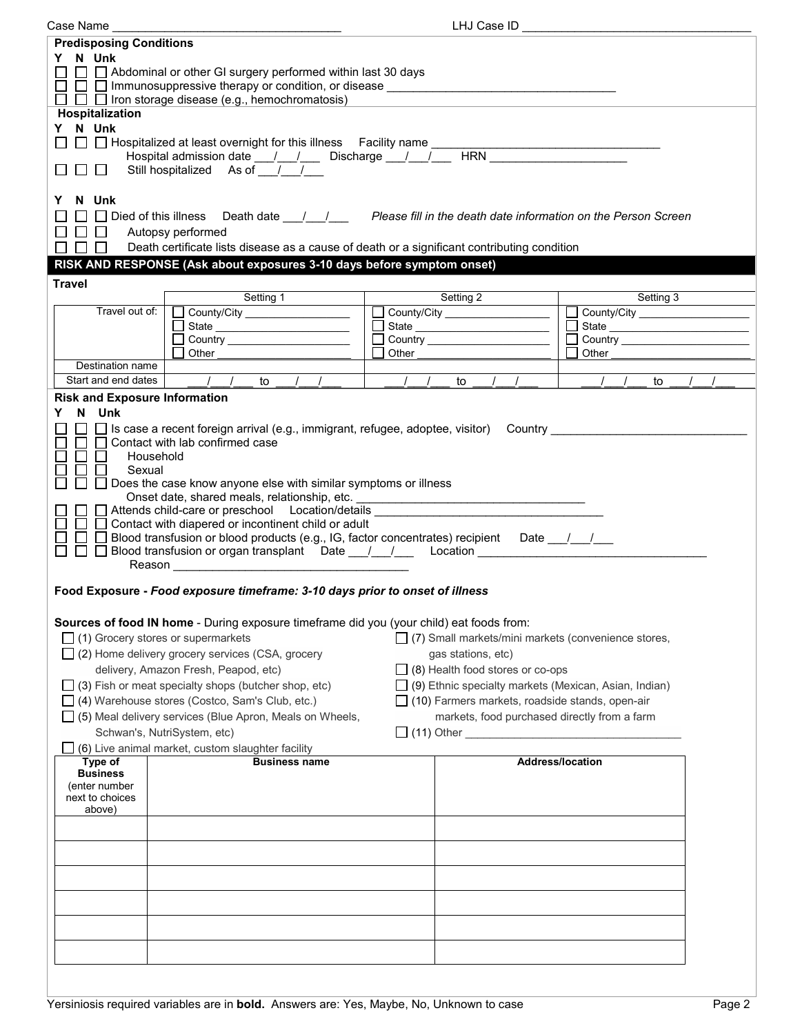Case Name ______________________________ LHJ Case ID ______________________________

**Predisposing Conditions**

Y N Unk

☐ ☐ ☐ Abdominal or other GI surgery performed within last 30 days

☐ ☐ ☐ Immunosuppressive therapy or condition, or disease ______________________________

☐ ☐ ☐ Iron storage disease (e.g., hemochromatosis)

**Hospitalization**

Y N Unk

☐ ☐ ☐ Hospitalized at least overnight for this illness Facility name ______________________________

Hospital admission date ___/___/___ Discharge ___/___/___ HRN ____________________

☐ ☐ ☐ Still hospitalized As of ___/___/___

Y N Unk

☐ ☐ ☐ Died of this illness Death date ___/___/___ *Please fill in the death date information on the Person Screen*

☐ ☐ ☐ Autopsy performed

☐ ☐ ☐ Death certificate lists disease as a cause of death or a significant contributing condition

## RISK AND RESPONSE (Ask about exposures 3-10 days before symptom onset)

**Travel**

| | Setting 1 | Setting 2 | Setting 3 |
|---|---|---|---|
| Travel out of: | ☐ County/City ____________ ☐ State ____________ ☐ Country ____________ ☐ Other ____________ | ☐ County/City ____________ ☐ State ____________ ☐ Country ____________ ☐ Other ____________ | ☐ County/City ____________ ☐ State ____________ ☐ Country ____________ ☐ Other ____________ |
| Destination name | | | |
| Start and end dates | ___/___/___ to ___/___/___ | ___/___/___ to ___/___/___ | ___/___/___ to ___/___/___ |

**Risk and Exposure Information**

Y N Unk

☐ ☐ ☐ Is case a recent foreign arrival (e.g., immigrant, refugee, adoptee, visitor) Country ______________________________

☐ ☐ ☐ Contact with lab confirmed case

☐ ☐ ☐ Household

☐ ☐ ☐ Sexual

☐ ☐ ☐ Does the case know anyone else with similar symptoms or illness

Onset date, shared meals, relationship, etc. ______________________________

☐ ☐ ☐ Attends child-care or preschool Location/details ______________________________

☐ ☐ ☐ Contact with diapered or incontinent child or adult

☐ ☐ ☐ Blood transfusion or blood products (e.g., IG, factor concentrates) recipient Date ___/___/___

☐ ☐ ☐ Blood transfusion or organ transplant Date ___/___/___ Location ______________________________

Reason ______________________________

**Food Exposure** - ***Food exposure timeframe: 3-10 days prior to onset of illness***

**Sources of food IN home** - During exposure timeframe did you (your child) eat foods from:

☐ (1) Grocery stores or supermarkets

☐ (2) Home delivery grocery services (CSA, grocery delivery, Amazon Fresh, Peapod, etc)

☐ (3) Fish or meat specialty shops (butcher shop, etc)

☐ (4) Warehouse stores (Costco, Sam's Club, etc.)

☐ (5) Meal delivery services (Blue Apron, Meals on Wheels, Schwan's, NutriSystem, etc)

☐ (6) Live animal market, custom slaughter facility

☐ (7) Small markets/mini markets (convenience stores, gas stations, etc)

☐ (8) Health food stores or co-ops

☐ (9) Ethnic specialty markets (Mexican, Asian, Indian)

☐ (10) Farmers markets, roadside stands, open-air markets, food purchased directly from a farm

☐ (11) Other ______________________________

| **Type of Business** (enter number next to choices above) | **Business name** | **Address/location** |
|---|---|---|
| | | |
| | | |
| | | |
| | | |
| | | |
| | | |

Yersiniosis required variables are in **bold**. Answers are: Yes, Maybe, No, Unknown to case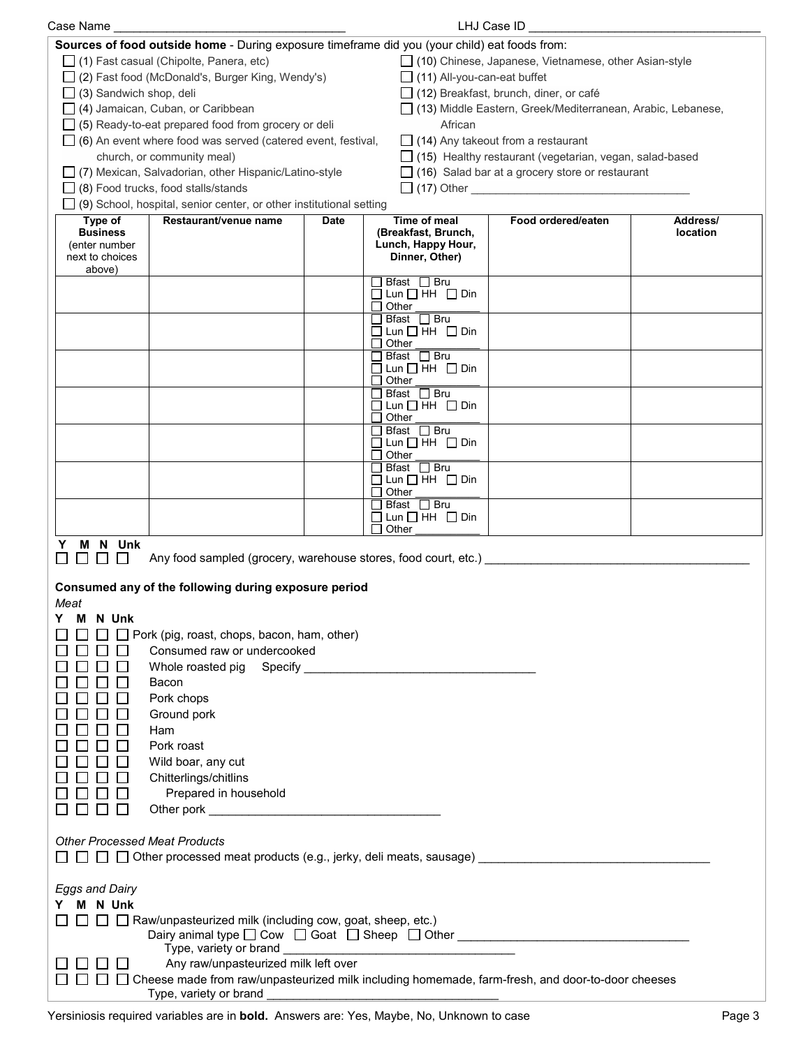Case Name ___________________________________ LHJ Case ID ___________________________________

**Sources of food outside home** - During exposure timeframe did you (your child) eat foods from:

- ☐ (1) Fast casual (Chipolte, Panera, etc)
- ☐ (2) Fast food (McDonald's, Burger King, Wendy's)
- ☐ (3) Sandwich shop, deli
- ☐ (4) Jamaican, Cuban, or Caribbean
- ☐ (5) Ready-to-eat prepared food from grocery or deli
- ☐ (6) An event where food was served (catered event, festival, church, or community meal)
- ☐ (7) Mexican, Salvadorian, other Hispanic/Latino-style
- ☐ (8) Food trucks, food stalls/stands
- ☐ (9) School, hospital, senior center, or other institutional setting
- ☐ (10) Chinese, Japanese, Vietnamese, other Asian-style
- ☐ (11) All-you-can-eat buffet
- ☐ (12) Breakfast, brunch, diner, or café
- ☐ (13) Middle Eastern, Greek/Mediterranean, Arabic, Lebanese, African
- ☐ (14) Any takeout from a restaurant
- ☐ (15) Healthy restaurant (vegetarian, vegan, salad-based
- ☐ (16) Salad bar at a grocery store or restaurant
- ☐ (17) Other ___________________________________

| **Type of Business** (enter number next to choices above) | **Restaurant/venue name** | **Date** | **Time of meal (Breakfast, Brunch, Lunch, Happy Hour, Dinner, Other)** | **Food ordered/eaten** | **Address/ location** |
|---|---|---|---|---|---|
| | | | ☐ Bfast ☐ Bru ☐ Lun ☐ HH ☐ Din ☐ Other ________ | | |
| | | | ☐ Bfast ☐ Bru ☐ Lun ☐ HH ☐ Din ☐ Other ________ | | |
| | | | ☐ Bfast ☐ Bru ☐ Lun ☐ HH ☐ Din ☐ Other ________ | | |
| | | | ☐ Bfast ☐ Bru ☐ Lun ☐ HH ☐ Din ☐ Other ________ | | |
| | | | ☐ Bfast ☐ Bru ☐ Lun ☐ HH ☐ Din ☐ Other ________ | | |
| | | | ☐ Bfast ☐ Bru ☐ Lun ☐ HH ☐ Din ☐ Other ________ | | |
| | | | ☐ Bfast ☐ Bru ☐ Lun ☐ HH ☐ Din ☐ Other ________ | | |

**Y M N Unk**

☐ ☐ ☐ ☐ Any food sampled (grocery, warehouse stores, food court, etc.) ___________________________________

**Consumed any of the following during exposure period**

*Meat*

**Y M N Unk**

- ☐ ☐ ☐ ☐ Pork (pig, roast, chops, bacon, ham, other)
- ☐ ☐ ☐ ☐ Consumed raw or undercooked
- ☐ ☐ ☐ ☐ Whole roasted pig Specify ___________________________________
- ☐ ☐ ☐ ☐ Bacon
- ☐ ☐ ☐ ☐ Pork chops
- ☐ ☐ ☐ ☐ Ground pork
- ☐ ☐ ☐ ☐ Ham
- ☐ ☐ ☐ ☐ Pork roast
- ☐ ☐ ☐ ☐ Wild boar, any cut
- ☐ ☐ ☐ ☐ Chitterlings/chitlins
- ☐ ☐ ☐ ☐ Prepared in household
- ☐ ☐ ☐ ☐ Other pork ___________________________________

*Other Processed Meat Products*

☐ ☐ ☐ ☐ Other processed meat products (e.g., jerky, deli meats, sausage) ___________________________________

*Eggs and Dairy*

**Y M N Unk**

- ☐ ☐ ☐ ☐ Raw/unpasteurized milk (including cow, goat, sheep, etc.)
  - Dairy animal type ☐ Cow ☐ Goat ☐ Sheep ☐ Other ___________________________________
  - Type, variety or brand ___________________________________
- ☐ ☐ ☐ ☐ Any raw/unpasteurized milk left over
- ☐ ☐ ☐ ☐ Cheese made from raw/unpasteurized milk including homemade, farm-fresh, and door-to-door cheeses
  - Type, variety or brand ___________________________________

Yersiniosis required variables are in **bold**. Answers are: Yes, Maybe, No, Unknown to case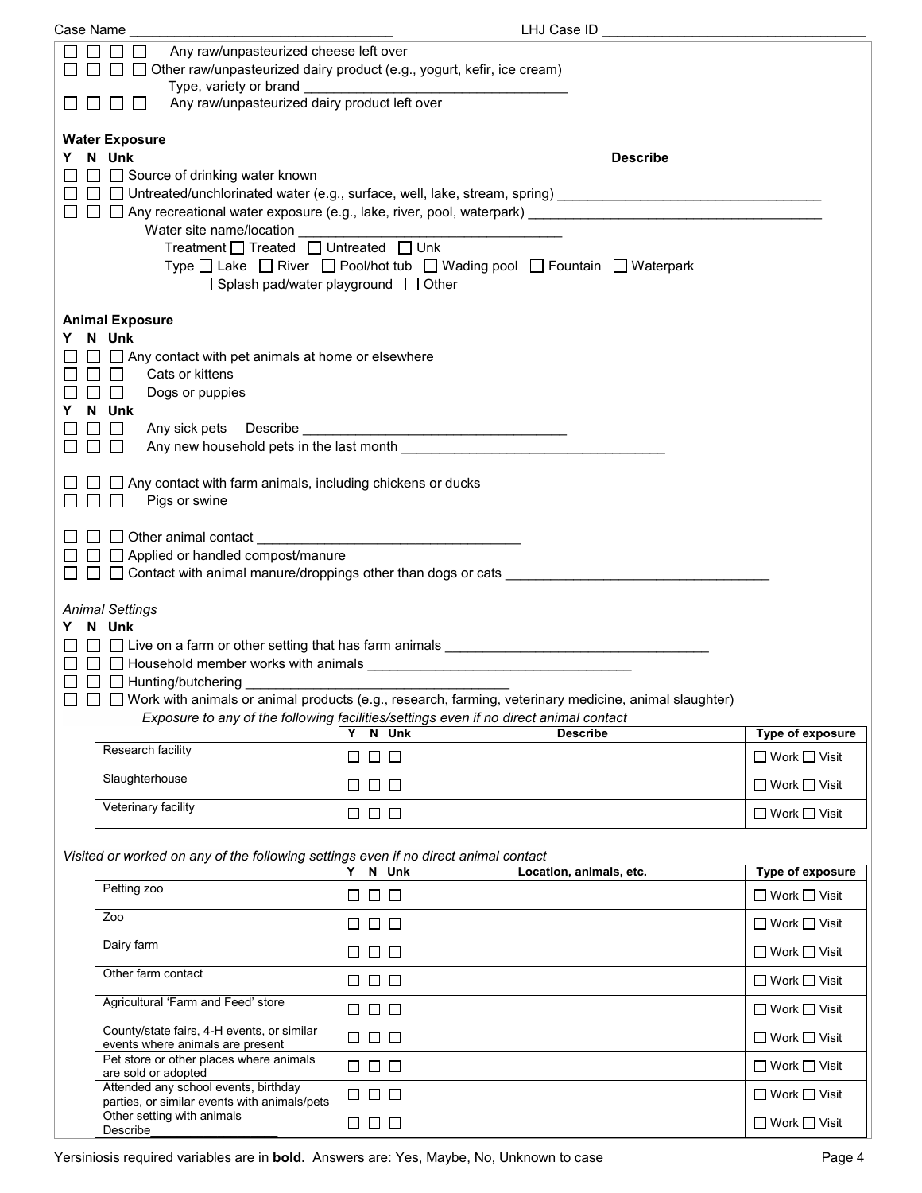Case Name ___________________________________ LHJ Case ID ___________________________________

☐ ☐ ☐ ☐ Any raw/unpasteurized cheese left over
☐ ☐ ☐ ☐ Other raw/unpasteurized dairy product (e.g., yogurt, kefir, ice cream)
Type, variety or brand ___________________________________
☐ ☐ ☐ ☐ Any raw/unpasteurized dairy product left over

**Water Exposure**

**Y N Unk** **Describe**

☐ ☐ ☐ Source of drinking water known
☐ ☐ ☐ Untreated/unchlorinated water (e.g., surface, well, lake, stream, spring) ___________________________________
☐ ☐ ☐ Any recreational water exposure (e.g., lake, river, pool, waterpark) ___________________________________
Water site name/location ___________________________________
Treatment ☐ Treated ☐ Untreated ☐ Unk
Type ☐ Lake ☐ River ☐ Pool/hot tub ☐ Wading pool ☐ Fountain ☐ Waterpark
☐ Splash pad/water playground ☐ Other

**Animal Exposure**

**Y N Unk**

☐ ☐ ☐ Any contact with pet animals at home or elsewhere
☐ ☐ ☐ Cats or kittens
☐ ☐ ☐ Dogs or puppies

**Y N Unk**

☐ ☐ ☐ Any sick pets Describe ___________________________________
☐ ☐ ☐ Any new household pets in the last month ___________________________________

☐ ☐ ☐ Any contact with farm animals, including chickens or ducks
☐ ☐ ☐ Pigs or swine

☐ ☐ ☐ Other animal contact ___________________________________
☐ ☐ ☐ Applied or handled compost/manure
☐ ☐ ☐ Contact with animal manure/droppings other than dogs or cats ___________________________________

*Animal Settings*

**Y N Unk**

☐ ☐ ☐ Live on a farm or other setting that has farm animals ___________________________________
☐ ☐ ☐ Household member works with animals ___________________________________
☐ ☐ ☐ Hunting/butchering ___________________________________
☐ ☐ ☐ Work with animals or animal products (e.g., research, farming, veterinary medicine, animal slaughter)

*Exposure to any of the following facilities/settings even if no direct animal contact*

| | Y N Unk | Describe | Type of exposure |
|---|---|---|---|
| Research facility | ☐ ☐ ☐ | | ☐ Work ☐ Visit |
| Slaughterhouse | ☐ ☐ ☐ | | ☐ Work ☐ Visit |
| Veterinary facility | ☐ ☐ ☐ | | ☐ Work ☐ Visit |

*Visited or worked on any of the following settings even if no direct animal contact*

| | Y N Unk | Location, animals, etc. | Type of exposure |
|---|---|---|---|
| Petting zoo | ☐ ☐ ☐ | | ☐ Work ☐ Visit |
| Zoo | ☐ ☐ ☐ | | ☐ Work ☐ Visit |
| Dairy farm | ☐ ☐ ☐ | | ☐ Work ☐ Visit |
| Other farm contact | ☐ ☐ ☐ | | ☐ Work ☐ Visit |
| Agricultural 'Farm and Feed' store | ☐ ☐ ☐ | | ☐ Work ☐ Visit |
| County/state fairs, 4-H events, or similar events where animals are present | ☐ ☐ ☐ | | ☐ Work ☐ Visit |
| Pet store or other places where animals are sold or adopted | ☐ ☐ ☐ | | ☐ Work ☐ Visit |
| Attended any school events, birthday parties, or similar events with animals/pets | ☐ ☐ ☐ | | ☐ Work ☐ Visit |
| Other setting with animals Describe__________________ | ☐ ☐ ☐ | | ☐ Work ☐ Visit |

Yersiniosis required variables are in **bold**. Answers are: Yes, Maybe, No, Unknown to case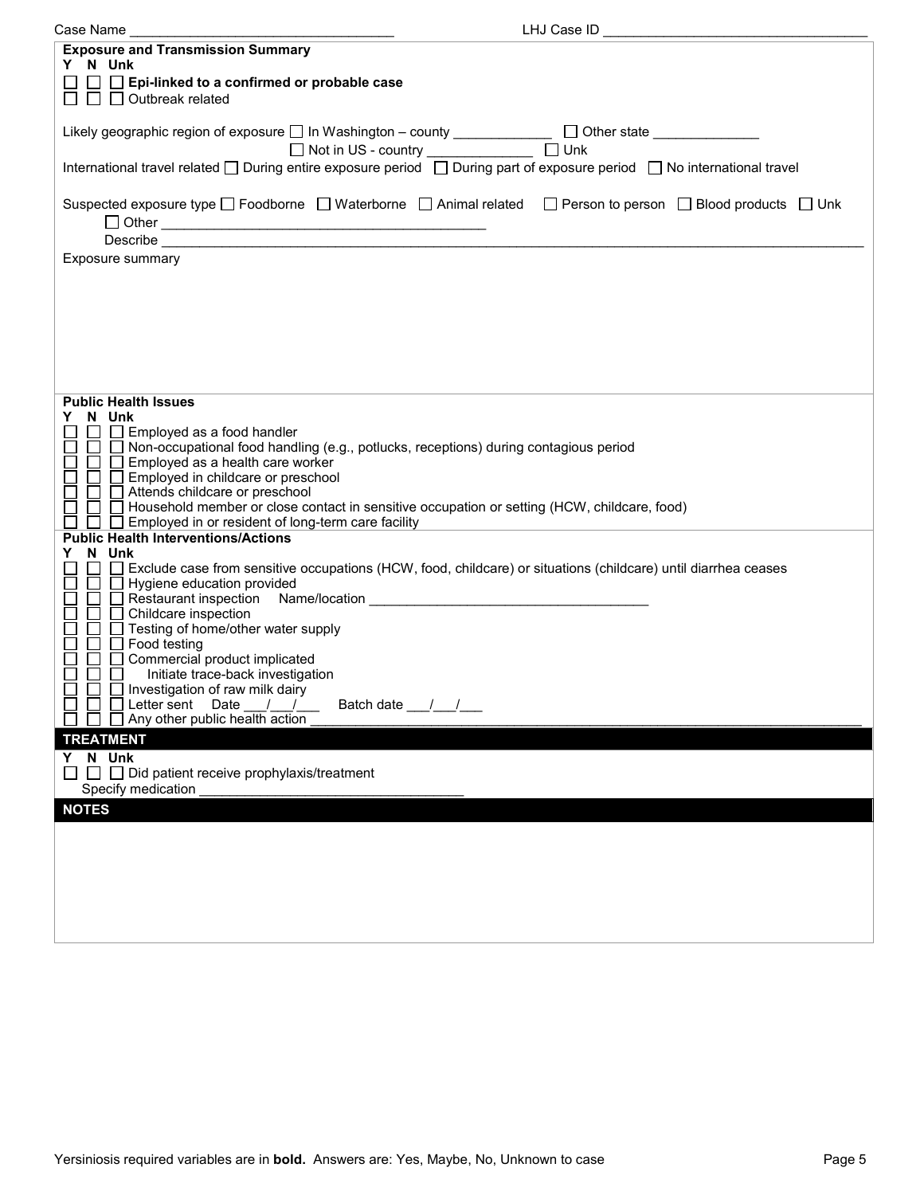Case Name ______________________________ LHJ Case ID ______________________________

**Exposure and Transmission Summary**

**Y N Unk**

☐ ☐ ☐ **Epi-linked to a confirmed or probable case**
☐ ☐ ☐ Outbreak related

Likely geographic region of exposure ☐ In Washington – county ____________ ☐ Other state ____________
☐ Not in US - country ____________ ☐ Unk

International travel related ☐ During entire exposure period ☐ During part of exposure period ☐ No international travel

Suspected exposure type ☐ Foodborne ☐ Waterborne ☐ Animal related ☐ Person to person ☐ Blood products ☐ Unk
☐ Other ______________________________
Describe ______________________________

Exposure summary

**Public Health Issues**

**Y N Unk**

☐ ☐ ☐ Employed as a food handler
☐ ☐ ☐ Non-occupational food handling (e.g., potlucks, receptions) during contagious period
☐ ☐ ☐ Employed as a health care worker
☐ ☐ ☐ Employed in childcare or preschool
☐ ☐ ☐ Attends childcare or preschool
☐ ☐ ☐ Household member or close contact in sensitive occupation or setting (HCW, childcare, food)
☐ ☐ ☐ Employed in or resident of long-term care facility

**Public Health Interventions/Actions**

**Y N Unk**

☐ ☐ ☐ Exclude case from sensitive occupations (HCW, food, childcare) or situations (childcare) until diarrhea ceases
☐ ☐ ☐ Hygiene education provided
☐ ☐ ☐ Restaurant inspection Name/location ______________________________
☐ ☐ ☐ Childcare inspection
☐ ☐ ☐ Testing of home/other water supply
☐ ☐ ☐ Food testing
☐ ☐ ☐ Commercial product implicated
☐ ☐ ☐ Initiate trace-back investigation
☐ ☐ ☐ Investigation of raw milk dairy
☐ ☐ ☐ Letter sent Date ___/___/___ Batch date ___/___/___
☐ ☐ ☐ Any other public health action ______________________________

## TREATMENT

**Y N Unk**

☐ ☐ ☐ Did patient receive prophylaxis/treatment
Specify medication ______________________________

## NOTES

Yersiniosis required variables are in **bold**. Answers are: Yes, Maybe, No, Unknown to case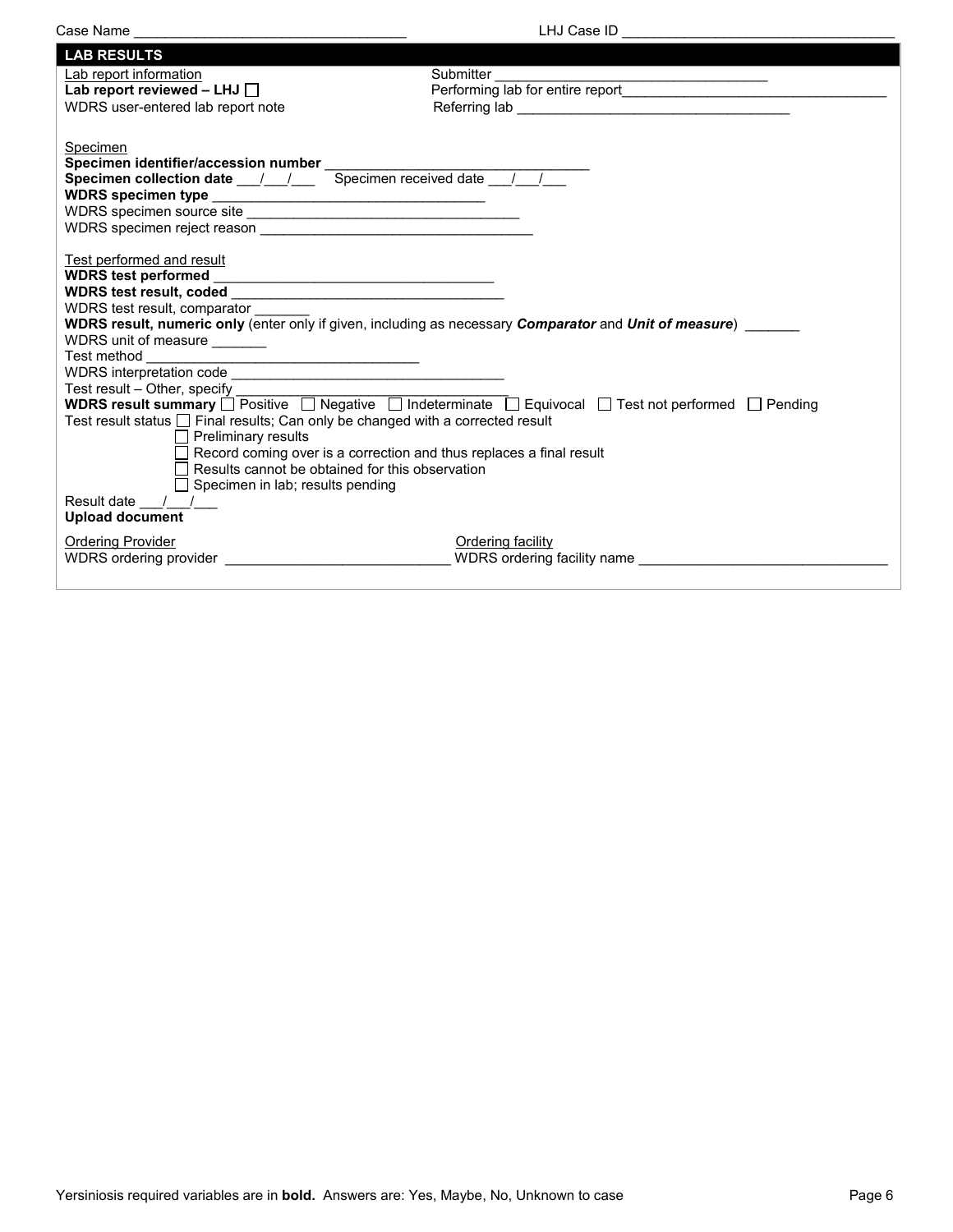Case Name ___________________________________ LHJ Case ID ___________________________________

## LAB RESULTS

<u>Lab report information</u>
**Lab report reviewed – LHJ** ☐
WDRS user-entered lab report note

Submitter ___________________________________
Performing lab for entire report___________________________________
Referring lab ___________________________________

<u>Specimen</u>
**Specimen identifier/accession number** ___________________________________
**Specimen collection date** ___/___/___ Specimen received date ___/___/___
**WDRS specimen type** ___________________________________
WDRS specimen source site ___________________________________
WDRS specimen reject reason ___________________________________

<u>Test performed and result</u>
**WDRS test performed** ___________________________________
**WDRS test result, coded** ___________________________________
WDRS test result, comparator _______
**WDRS result, numeric only** (enter only if given, including as necessary ***Comparator*** and ***Unit of measure***) _______
WDRS unit of measure _______
Test method ___________________________________
WDRS interpretation code ___________________________________
Test result – Other, specify ___________________________________
**WDRS result summary** ☐ Positive ☐ Negative ☐ Indeterminate ☐ Equivocal ☐ Test not performed ☐ Pending
Test result status ☐ Final results; Can only be changed with a corrected result
☐ Preliminary results
☐ Record coming over is a correction and thus replaces a final result
☐ Results cannot be obtained for this observation
☐ Specimen in lab; results pending
Result date ___/___/___
**Upload document**

<u>Ordering Provider</u>
WDRS ordering provider ______________________________

<u>Ordering facility</u>
WDRS ordering facility name ______________________________

Yersiniosis required variables are in **bold**. Answers are: Yes, Maybe, No, Unknown to case